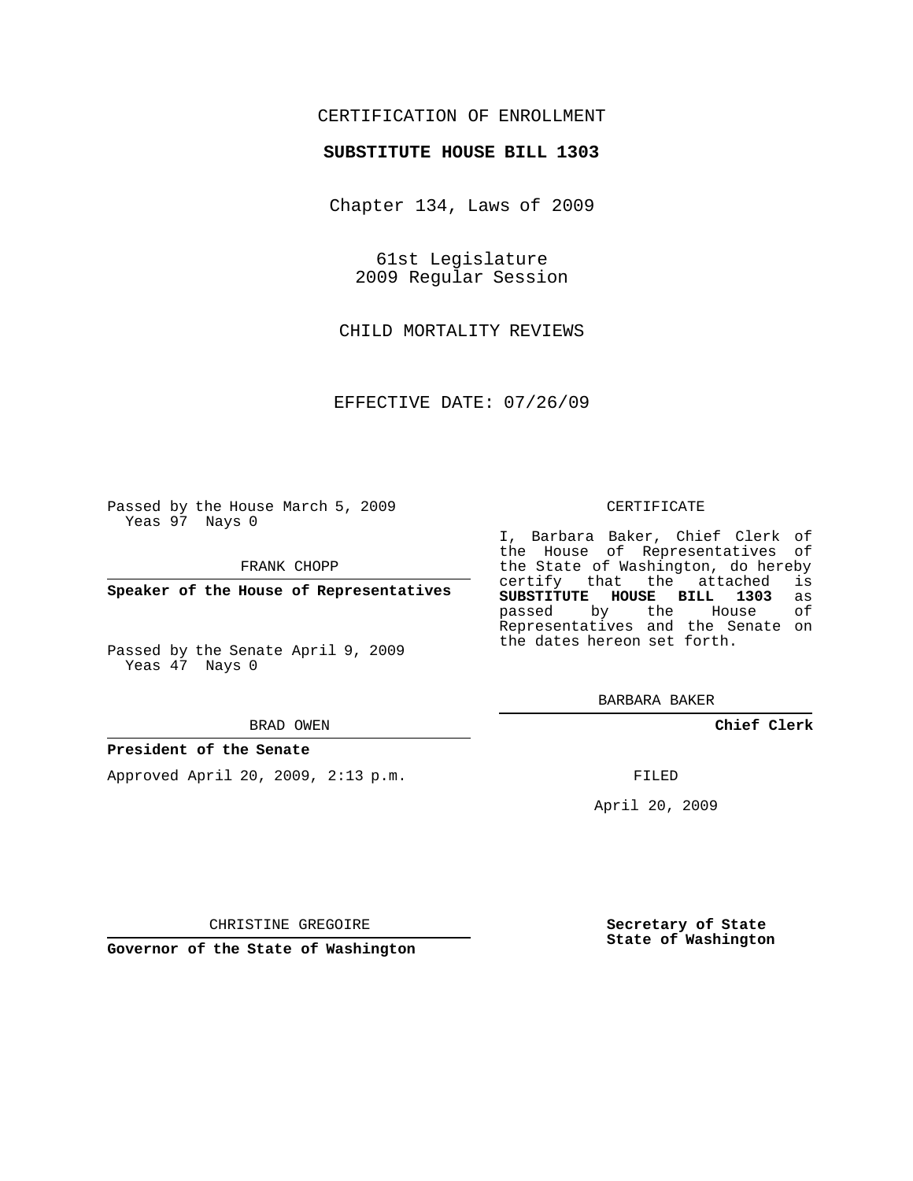CERTIFICATION OF ENROLLMENT

**SUBSTITUTE HOUSE BILL 1303**

Chapter 134, Laws of 2009

61st Legislature
2009 Regular Session

CHILD MORTALITY REVIEWS

EFFECTIVE DATE: 07/26/09

Passed by the House March 5, 2009
Yeas 97 Nays 0

FRANK CHOPP

**Speaker of the House of Representatives**

Passed by the Senate April 9, 2009
Yeas 47 Nays 0

BRAD OWEN

**President of the Senate**

Approved April 20, 2009, 2:13 p.m.

CHRISTINE GREGOIRE

**Governor of the State of Washington**

CERTIFICATE

I, Barbara Baker, Chief Clerk of the House of Representatives of the State of Washington, do hereby certify that the attached is **SUBSTITUTE HOUSE BILL 1303** as passed by the House of Representatives and the Senate on the dates hereon set forth.

BARBARA BAKER

**Chief Clerk**

FILED

April 20, 2009

**Secretary of State**
**State of Washington**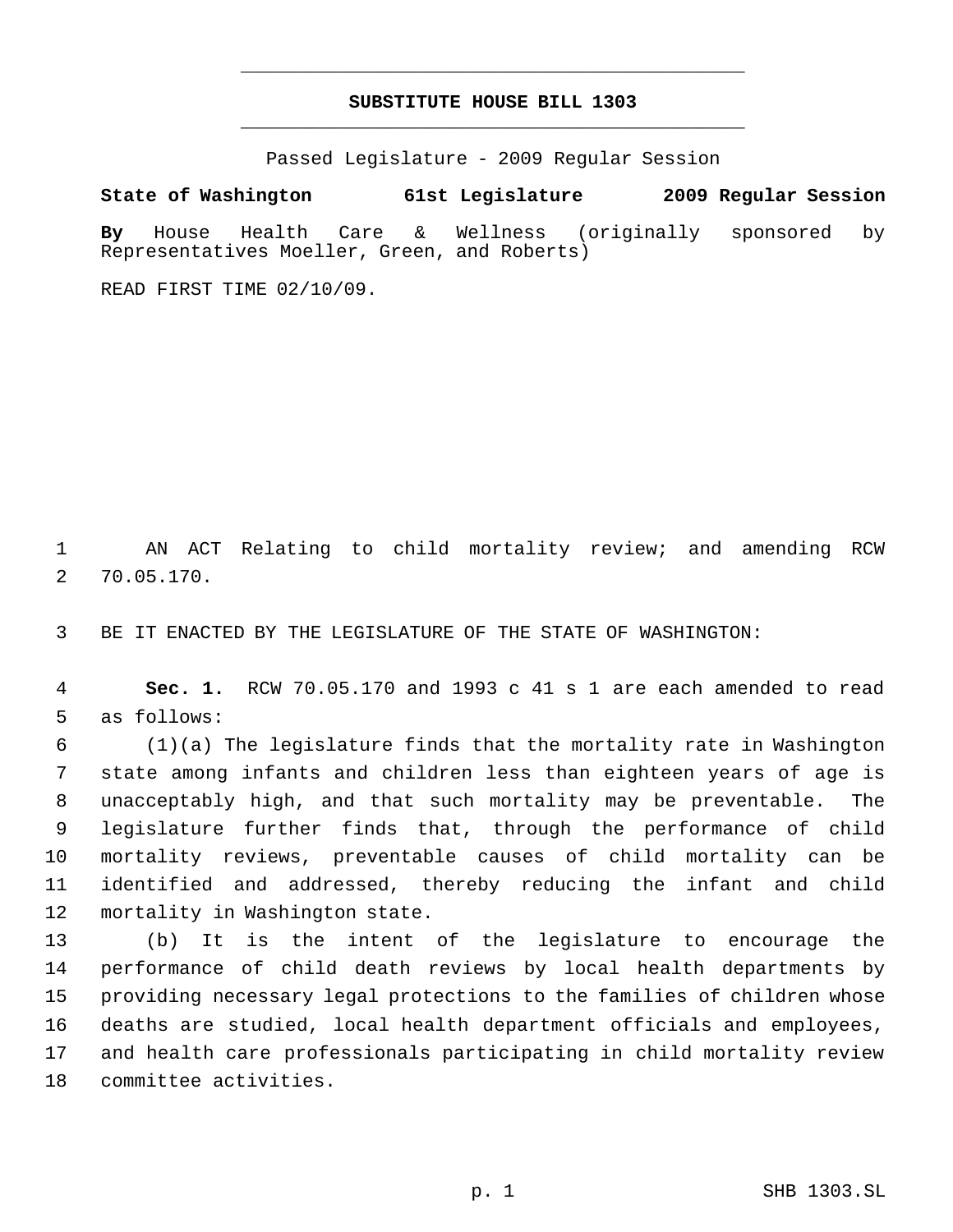# SUBSTITUTE HOUSE BILL 1303

Passed Legislature - 2009 Regular Session

**State of Washington 61st Legislature 2009 Regular Session**

**By** House Health Care & Wellness (originally sponsored by Representatives Moeller, Green, and Roberts)

READ FIRST TIME 02/10/09.

AN ACT Relating to child mortality review; and amending RCW 70.05.170.

BE IT ENACTED BY THE LEGISLATURE OF THE STATE OF WASHINGTON:

**Sec. 1.** RCW 70.05.170 and 1993 c 41 s 1 are each amended to read as follows:

(1)(a) The legislature finds that the mortality rate in Washington state among infants and children less than eighteen years of age is unacceptably high, and that such mortality may be preventable. The legislature further finds that, through the performance of child mortality reviews, preventable causes of child mortality can be identified and addressed, thereby reducing the infant and child mortality in Washington state.

(b) It is the intent of the legislature to encourage the performance of child death reviews by local health departments by providing necessary legal protections to the families of children whose deaths are studied, local health department officials and employees, and health care professionals participating in child mortality review committee activities.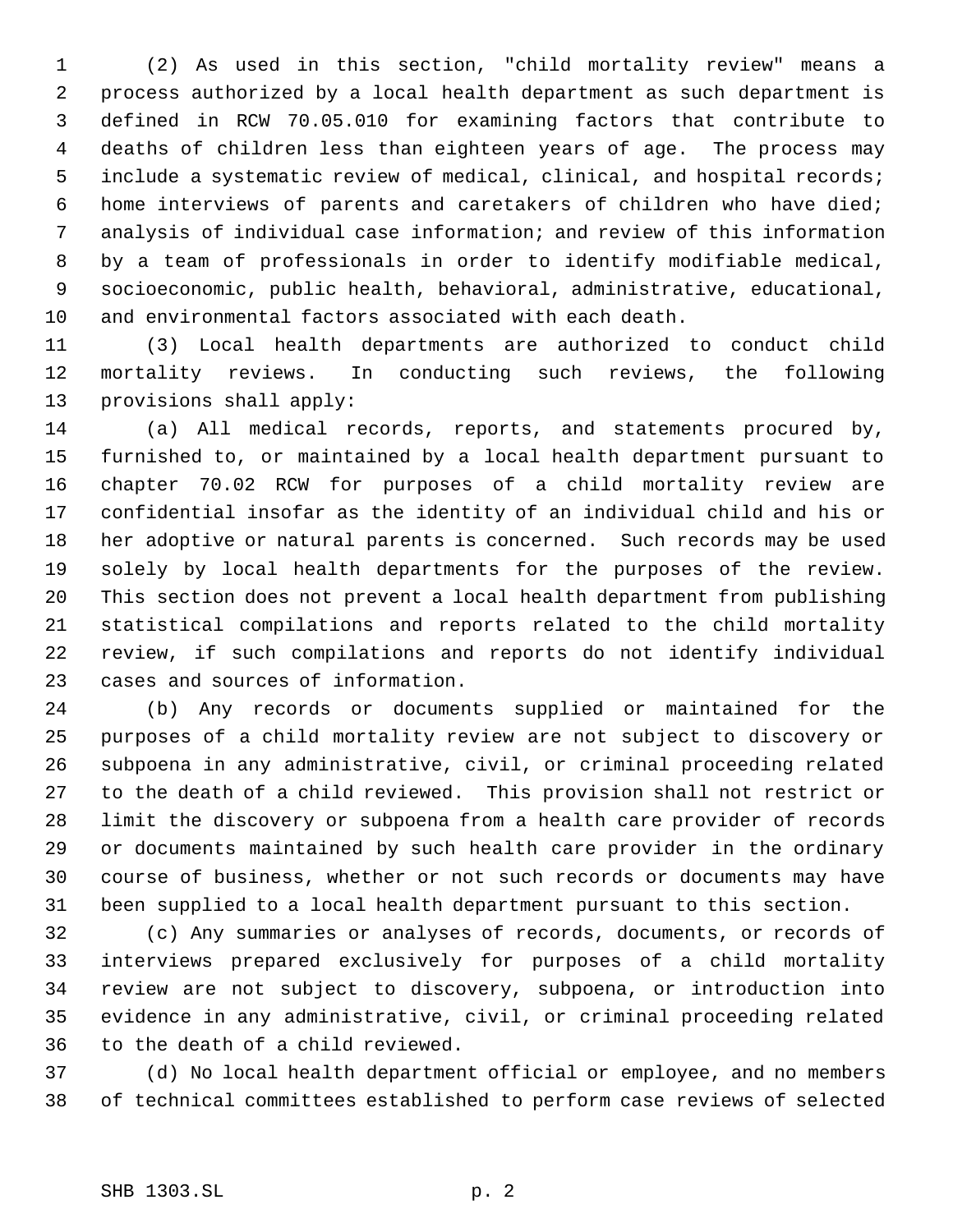(2) As used in this section, "child mortality review" means a process authorized by a local health department as such department is defined in RCW 70.05.010 for examining factors that contribute to deaths of children less than eighteen years of age. The process may include a systematic review of medical, clinical, and hospital records; home interviews of parents and caretakers of children who have died; analysis of individual case information; and review of this information by a team of professionals in order to identify modifiable medical, socioeconomic, public health, behavioral, administrative, educational, and environmental factors associated with each death.

(3) Local health departments are authorized to conduct child mortality reviews. In conducting such reviews, the following provisions shall apply:

(a) All medical records, reports, and statements procured by, furnished to, or maintained by a local health department pursuant to chapter 70.02 RCW for purposes of a child mortality review are confidential insofar as the identity of an individual child and his or her adoptive or natural parents is concerned. Such records may be used solely by local health departments for the purposes of the review. This section does not prevent a local health department from publishing statistical compilations and reports related to the child mortality review, if such compilations and reports do not identify individual cases and sources of information.

(b) Any records or documents supplied or maintained for the purposes of a child mortality review are not subject to discovery or subpoena in any administrative, civil, or criminal proceeding related to the death of a child reviewed. This provision shall not restrict or limit the discovery or subpoena from a health care provider of records or documents maintained by such health care provider in the ordinary course of business, whether or not such records or documents may have been supplied to a local health department pursuant to this section.

(c) Any summaries or analyses of records, documents, or records of interviews prepared exclusively for purposes of a child mortality review are not subject to discovery, subpoena, or introduction into evidence in any administrative, civil, or criminal proceeding related to the death of a child reviewed.

(d) No local health department official or employee, and no members of technical committees established to perform case reviews of selected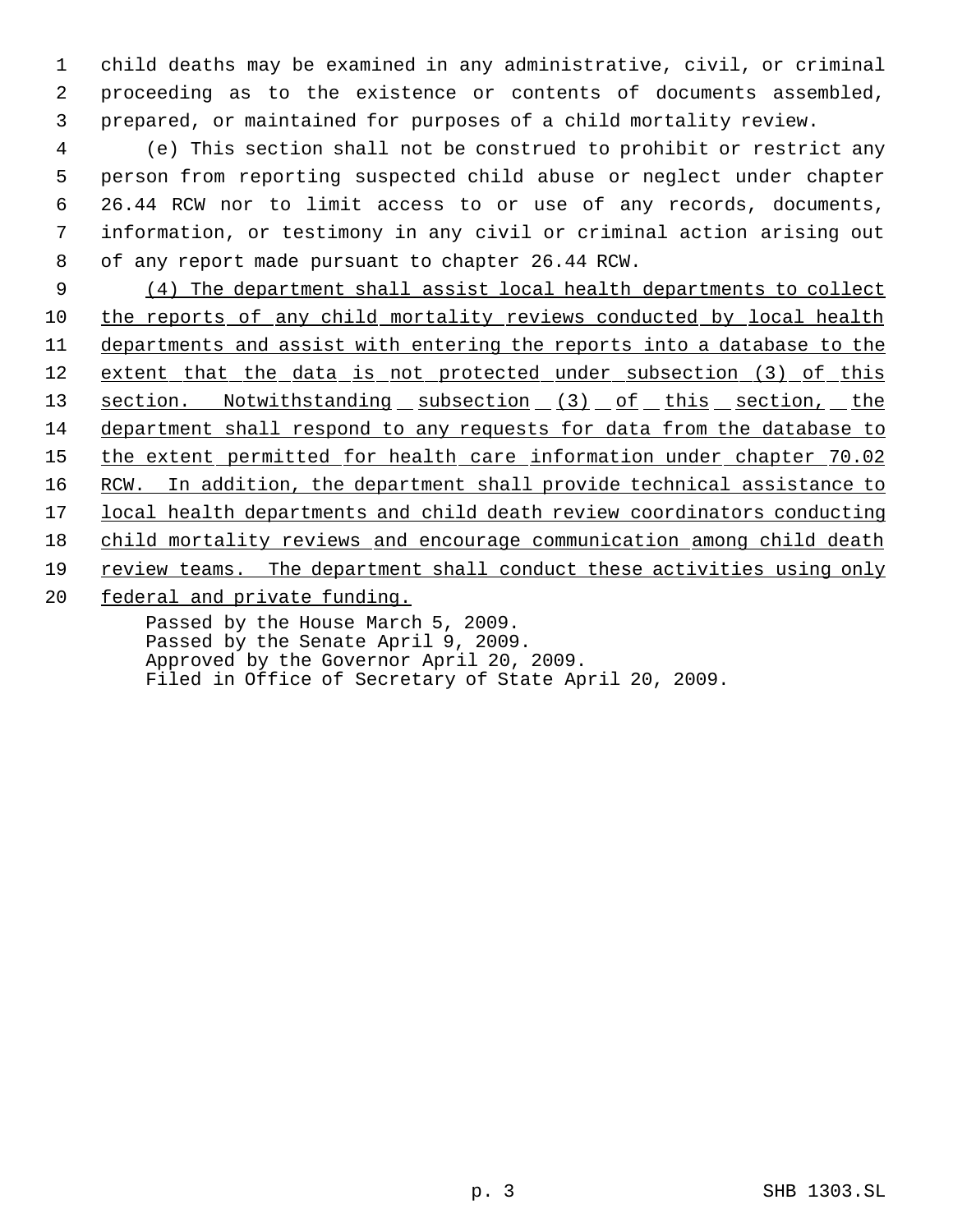child deaths may be examined in any administrative, civil, or criminal proceeding as to the existence or contents of documents assembled, prepared, or maintained for purposes of a child mortality review.

(e) This section shall not be construed to prohibit or restrict any person from reporting suspected child abuse or neglect under chapter 26.44 RCW nor to limit access to or use of any records, documents, information, or testimony in any civil or criminal action arising out of any report made pursuant to chapter 26.44 RCW.

<u>(4) The department shall assist local health departments to collect the reports of any child mortality reviews conducted by local health departments and assist with entering the reports into a database to the extent that the data is not protected under subsection (3) of this section. Notwithstanding subsection (3) of this section, the department shall respond to any requests for data from the database to the extent permitted for health care information under chapter 70.02 RCW. In addition, the department shall provide technical assistance to local health departments and child death review coordinators conducting child mortality reviews and encourage communication among child death review teams. The department shall conduct these activities using only federal and private funding.</u>

Passed by the House March 5, 2009.
Passed by the Senate April 9, 2009.
Approved by the Governor April 20, 2009.
Filed in Office of Secretary of State April 20, 2009.